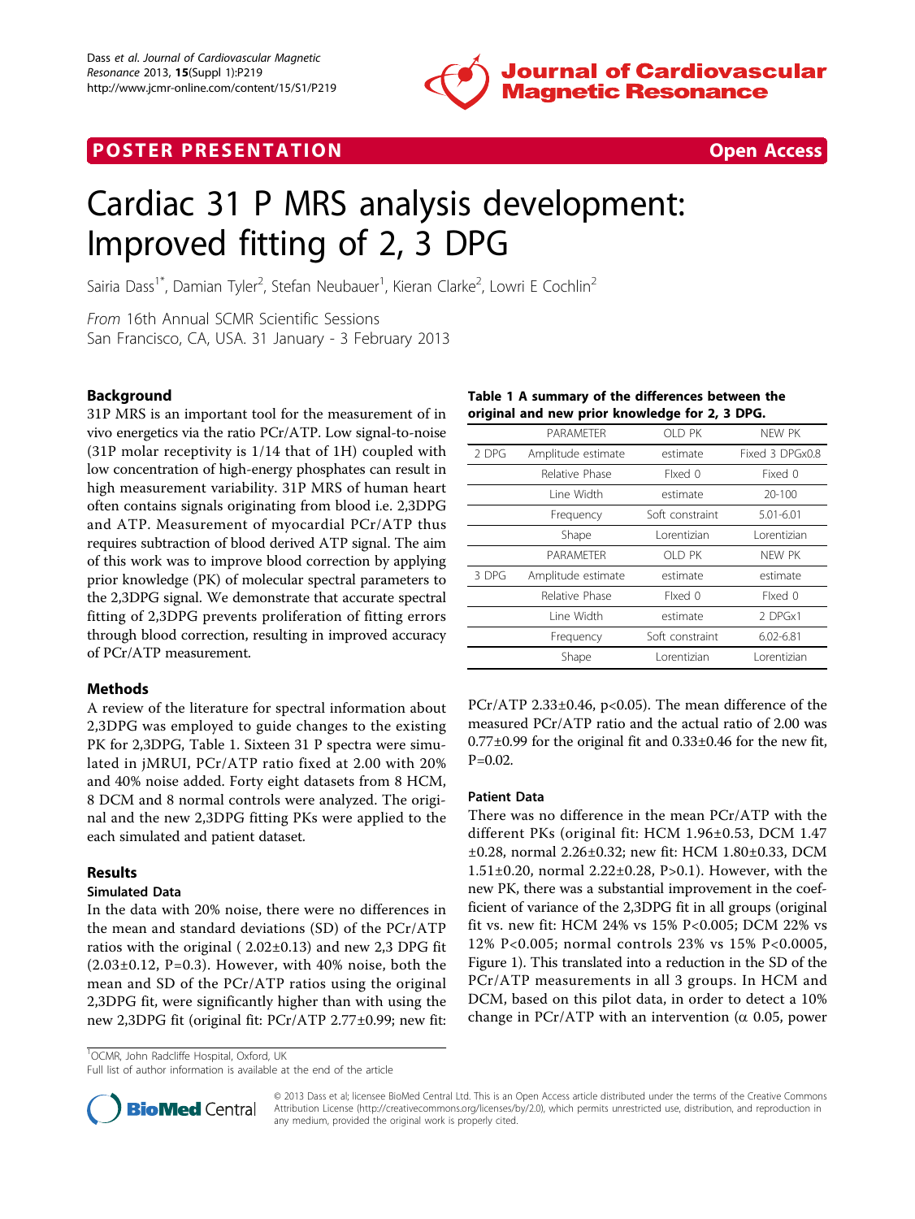**POSTER PRESENTATION** **Open Access**

# Cardiac 31 P MRS analysis development: Improved fitting of 2, 3 DPG

Sairia Dass[1*], Damian Tyler[2], Stefan Neubauer[1], Kieran Clarke[2], Lowri E Cochlin[2]

*From* 16th Annual SCMR Scientific Sessions
San Francisco, CA, USA. 31 January - 3 February 2013

## Background

31P MRS is an important tool for the measurement of in vivo energetics via the ratio PCr/ATP. Low signal-to-noise (31P molar receptivity is 1/14 that of 1H) coupled with low concentration of high-energy phosphates can result in high measurement variability. 31P MRS of human heart often contains signals originating from blood i.e. 2,3DPG and ATP. Measurement of myocardial PCr/ATP thus requires subtraction of blood derived ATP signal. The aim of this work was to improve blood correction by applying prior knowledge (PK) of molecular spectral parameters to the 2,3DPG signal. We demonstrate that accurate spectral fitting of 2,3DPG prevents proliferation of fitting errors through blood correction, resulting in improved accuracy of PCr/ATP measurement.

## Methods

A review of the literature for spectral information about 2,3DPG was employed to guide changes to the existing PK for 2,3DPG, Table 1. Sixteen 31 P spectra were simulated in jMRUI, PCr/ATP ratio fixed at 2.00 with 20% and 40% noise added. Forty eight datasets from 8 HCM, 8 DCM and 8 normal controls were analyzed. The original and the new 2,3DPG fitting PKs were applied to the each simulated and patient dataset.

## Results

### Simulated Data

In the data with 20% noise, there were no differences in the mean and standard deviations (SD) of the PCr/ATP ratios with the original ( 2.02±0.13) and new 2,3 DPG fit (2.03±0.12, P=0.3). However, with 40% noise, both the mean and SD of the PCr/ATP ratios using the original 2,3DPG fit, were significantly higher than with using the new 2,3DPG fit (original fit: PCr/ATP 2.77±0.99; new fit: PCr/ATP 2.33±0.46, p<0.05). The mean difference of the measured PCr/ATP ratio and the actual ratio of 2.00 was 0.77±0.99 for the original fit and 0.33±0.46 for the new fit, P=0.02.

**Table 1 A summary of the differences between the original and new prior knowledge for 2, 3 DPG.**

| | PARAMETER | OLD PK | NEW PK |
|---|---|---|---|
| 2 DPG | Amplitude estimate | estimate | Fixed 3 DPGx0.8 |
| | Relative Phase | FIxed 0 | Fixed 0 |
| | Line Width | estimate | 20-100 |
| | Frequency | Soft constraint | 5.01-6.01 |
| | Shape | Lorentizian | Lorentizian |
| | PARAMETER | OLD PK | NEW PK |
| 3 DPG | Amplitude estimate | estimate | estimate |
| | Relative Phase | FIxed 0 | FIxed 0 |
| | Line Width | estimate | 2 DPGx1 |
| | Frequency | Soft constraint | 6.02-6.81 |
| | Shape | Lorentizian | Lorentizian |

### Patient Data

There was no difference in the mean PCr/ATP with the different PKs (original fit: HCM 1.96±0.53, DCM 1.47 ±0.28, normal 2.26±0.32; new fit: HCM 1.80±0.33, DCM 1.51±0.20, normal 2.22±0.28, P>0.1). However, with the new PK, there was a substantial improvement in the coefficient of variance of the 2,3DPG fit in all groups (original fit vs. new fit: HCM 24% vs 15% P<0.005; DCM 22% vs 12% P<0.005; normal controls 23% vs 15% P<0.0005, Figure 1). This translated into a reduction in the SD of the PCr/ATP measurements in all 3 groups. In HCM and DCM, based on this pilot data, in order to detect a 10% change in PCr/ATP with an intervention ($\alpha$ 0.05, power

[1]OCMR, John Radcliffe Hospital, Oxford, UK
Full list of author information is available at the end of the article

© 2013 Dass et al; licensee BioMed Central Ltd. This is an Open Access article distributed under the terms of the Creative Commons Attribution License (http://creativecommons.org/licenses/by/2.0), which permits unrestricted use, distribution, and reproduction in any medium, provided the original work is properly cited.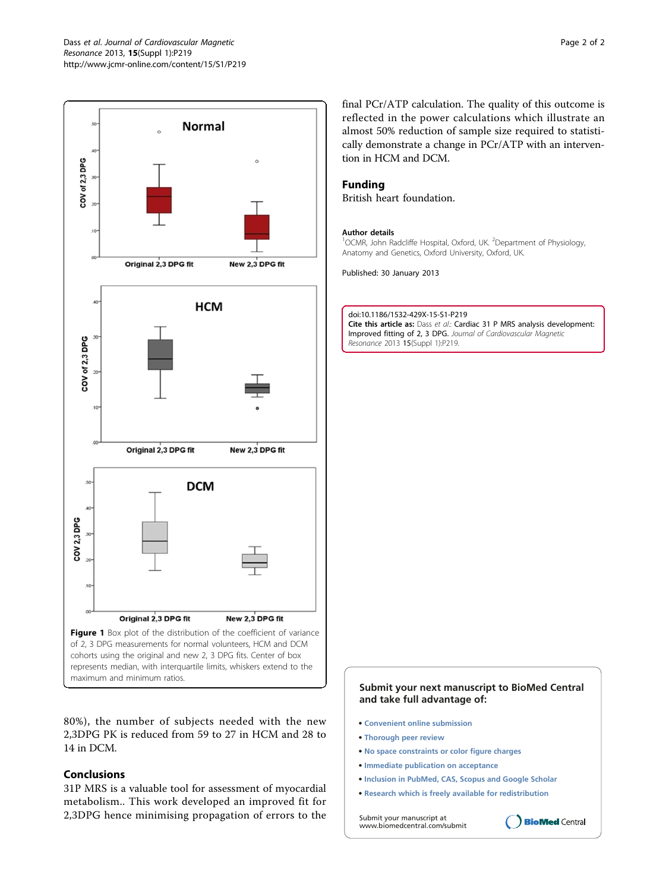Normal

COV of 2,3 DPG

.50
.40
.30
.20
.10
.00

Original 2,3 DPG fit

New 2,3 DPG fit

HCM

COV of 2,3 DPG

.40
.30
.20
.10
.00

Original 2,3 DPG fit

New 2,3 DPG fit

DCM

COV 2,3 DPG

.50
.40
.30
.20
.10
.00

Original 2,3 DPG fit

New 2,3 DPG fit

**Figure 1** Box plot of the distribution of the coefficient of variance of 2, 3 DPG measurements for normal volunteers, HCM and DCM cohorts using the original and new 2, 3 DPG fits. Center of box represents median, with interquartile limits, whiskers extend to the maximum and minimum ratios.

80%), the number of subjects needed with the new 2,3DPG PK is reduced from 59 to 27 in HCM and 28 to 14 in DCM.

## Conclusions

31P MRS is a valuable tool for assessment of myocardial metabolism.. This work developed an improved fit for 2,3DPG hence minimising propagation of errors to the final PCr/ATP calculation. The quality of this outcome is reflected in the power calculations which illustrate an almost 50% reduction of sample size required to statistically demonstrate a change in PCr/ATP with an intervention in HCM and DCM.

## Funding

British heart foundation.

### Author details

[1]OCMR, John Radcliffe Hospital, Oxford, UK. [2]Department of Physiology, Anatomy and Genetics, Oxford University, Oxford, UK.

Published: 30 January 2013

doi:10.1186/1532-429X-15-S1-P219
**Cite this article as:** Dass *et al.*: Cardiac 31 P MRS analysis development: Improved fitting of 2, 3 DPG. *Journal of Cardiovascular Magnetic Resonance* 2013 **15**(Suppl 1):P219.

**Submit your next manuscript to BioMed Central and take full advantage of:**

- Convenient online submission
- Thorough peer review
- No space constraints or color figure charges
- Immediate publication on acceptance
- Inclusion in PubMed, CAS, Scopus and Google Scholar
- Research which is freely available for redistribution

Submit your manuscript at www.biomedcentral.com/submit

BioMed Central